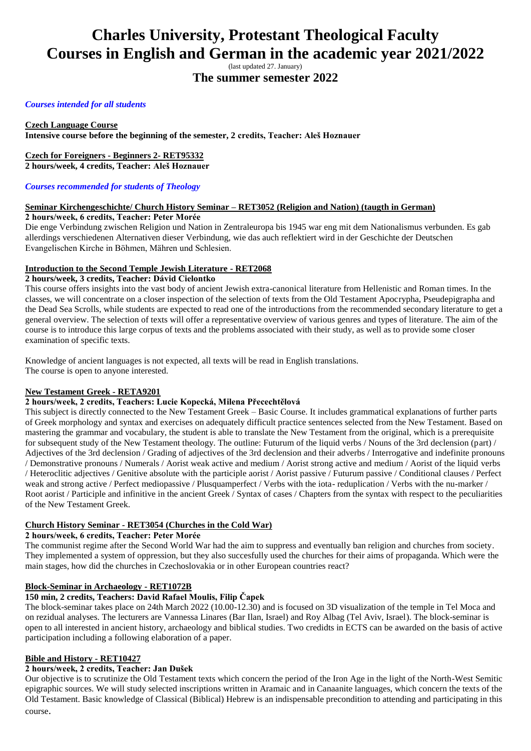# Charles University, Protestant Theological Faculty
# Courses in English and German in the academic year 2021/2022

(last updated 27. January)

## The summer semester 2022

*Courses intended for all students*

**Czech Language Course**
**Intensive course before the beginning of the semester, 2 credits, Teacher: Aleš Hoznauer**

**Czech for Foreigners - Beginners 2- RET95332**
**2 hours/week, 4 credits, Teacher: Aleš Hoznauer**

*Courses recommended for students of Theology*

**Seminar Kirchengeschichte/ Church History Seminar – RET3052 (Religion and Nation) (taugth in German)**
**2 hours/week, 6 credits, Teacher: Peter Morée**

Die enge Verbindung zwischen Religion und Nation in Zentraleuropa bis 1945 war eng mit dem Nationalismus verbunden. Es gab allerdings verschiedenen Alternativen dieser Verbindung, wie das auch reflektiert wird in der Geschichte der Deutschen Evangelischen Kirche in Böhmen, Mähren und Schlesien.

**Introduction to the Second Temple Jewish Literature - RET2068**
**2 hours/week, 3 credits, Teacher: Dávid Cielontko**

This course offers insights into the vast body of ancient Jewish extra-canonical literature from Hellenistic and Roman times. In the classes, we will concentrate on a closer inspection of the selection of texts from the Old Testament Apocrypha, Pseudepigrapha and the Dead Sea Scrolls, while students are expected to read one of the introductions from the recommended secondary literature to get a general overview. The selection of texts will offer a representative overview of various genres and types of literature. The aim of the course is to introduce this large corpus of texts and the problems associated with their study, as well as to provide some closer examination of specific texts.

Knowledge of ancient languages is not expected, all texts will be read in English translations.
The course is open to anyone interested.

**New Testament Greek - RETA9201**
**2 hours/week, 2 credits, Teachers: Lucie Kopecká, Milena Přecechtělová**

This subject is directly connected to the New Testament Greek – Basic Course. It includes grammatical explanations of further parts of Greek morphology and syntax and exercises on adequately difficult practice sentences selected from the New Testament. Based on mastering the grammar and vocabulary, the student is able to translate the New Testament from the original, which is a prerequisite for subsequent study of the New Testament theology. The outline: Futurum of the liquid verbs / Nouns of the 3rd declension (part) / Adjectives of the 3rd declension / Grading of adjectives of the 3rd declension and their adverbs / Interrogative and indefinite pronouns / Demonstrative pronouns / Numerals / Aorist weak active and medium / Aorist strong active and medium / Aorist of the liquid verbs / Heteroclitic adjectives / Genitive absolute with the participle aorist / Aorist passive / Futurum passive / Conditional clauses / Perfect weak and strong active / Perfect mediopassive / Plusquamperfect / Verbs with the iota- reduplication / Verbs with the nu-marker / Root aorist / Participle and infinitive in the ancient Greek / Syntax of cases / Chapters from the syntax with respect to the peculiarities of the New Testament Greek.

**Church History Seminar - RET3054 (Churches in the Cold War)**
**2 hours/week, 6 credits, Teacher: Peter Morée**

The communist regime after the Second World War had the aim to suppress and eventually ban religion and churches from society. They implemented a system of oppression, but they also succesfully used the churches for their aims of propaganda. Which were the main stages, how did the churches in Czechoslovakia or in other European countries react?

**Block-Seminar in Archaeology - RET1072B**
**150 min, 2 credits, Teachers: David Rafael Moulis, Filip Čapek**

The block-seminar takes place on 24th March 2022 (10.00-12.30) and is focused on 3D visualization of the temple in Tel Moca and on rezidual analyses. The lecturers are Vannessa Linares (Bar Ilan, Israel) and Roy Albag (Tel Aviv, Israel). The block-seminar is open to all interested in ancient history, archaeology and biblical studies. Two credidts in ECTS can be awarded on the basis of active participation including a following elaboration of a paper.

**Bible and History - RET10427**
**2 hours/week, 2 credits, Teacher: Jan Dušek**

Our objective is to scrutinize the Old Testament texts which concern the period of the Iron Age in the light of the North-West Semitic epigraphic sources. We will study selected inscriptions written in Aramaic and in Canaanite languages, which concern the texts of the Old Testament. Basic knowledge of Classical (Biblical) Hebrew is an indispensable precondition to attending and participating in this course.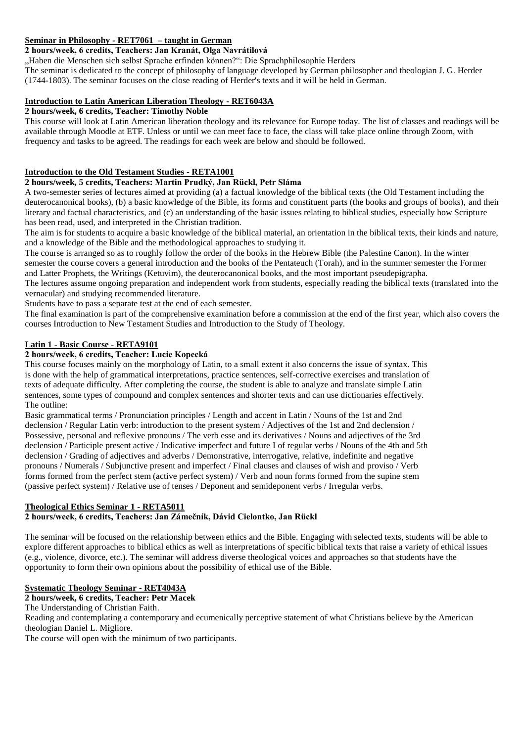### Seminar in Philosophy - RET7061 – taught in German

**2 hours/week, 6 credits, Teachers: Jan Kranát, Olga Navrátilová**

„Haben die Menschen sich selbst Sprache erfinden können?“: Die Sprachphilosophie Herders

The seminar is dedicated to the concept of philosophy of language developed by German philosopher and theologian J. G. Herder (1744-1803). The seminar focuses on the close reading of Herder's texts and it will be held in German.

### Introduction to Latin American Liberation Theology - RET6043A

**2 hours/week, 6 credits, Teacher: Timothy Noble**

This course will look at Latin American liberation theology and its relevance for Europe today. The list of classes and readings will be available through Moodle at ETF. Unless or until we can meet face to face, the class will take place online through Zoom, with frequency and tasks to be agreed. The readings for each week are below and should be followed.

### Introduction to the Old Testament Studies - RETA1001

**2 hours/week, 5 credits, Teachers: Martin Prudký, Jan Rückl, Petr Sláma**

A two-semester series of lectures aimed at providing (a) a factual knowledge of the biblical texts (the Old Testament including the deuterocanonical books), (b) a basic knowledge of the Bible, its forms and constituent parts (the books and groups of books), and their literary and factual characteristics, and (c) an understanding of the basic issues relating to biblical studies, especially how Scripture has been read, used, and interpreted in the Christian tradition.

The aim is for students to acquire a basic knowledge of the biblical material, an orientation in the biblical texts, their kinds and nature, and a knowledge of the Bible and the methodological approaches to studying it.

The course is arranged so as to roughly follow the order of the books in the Hebrew Bible (the Palestine Canon). In the winter semester the course covers a general introduction and the books of the Pentateuch (Torah), and in the summer semester the Former and Latter Prophets, the Writings (Ketuvim), the deuterocanonical books, and the most important pseudepigrapha.

The lectures assume ongoing preparation and independent work from students, especially reading the biblical texts (translated into the vernacular) and studying recommended literature.

Students have to pass a separate test at the end of each semester.

The final examination is part of the comprehensive examination before a commission at the end of the first year, which also covers the courses Introduction to New Testament Studies and Introduction to the Study of Theology.

### Latin 1 - Basic Course - RETA9101

**2 hours/week, 6 credits, Teacher: Lucie Kopecká**

This course focuses mainly on the morphology of Latin, to a small extent it also concerns the issue of syntax. This is done with the help of grammatical interpretations, practice sentences, self-corrective exercises and translation of texts of adequate difficulty. After completing the course, the student is able to analyze and translate simple Latin sentences, some types of compound and complex sentences and shorter texts and can use dictionaries effectively.

The outline:

Basic grammatical terms / Pronunciation principles / Length and accent in Latin / Nouns of the 1st and 2nd declension / Regular Latin verb: introduction to the present system / Adjectives of the 1st and 2nd declension / Possessive, personal and reflexive pronouns / The verb esse and its derivatives / Nouns and adjectives of the 3rd declension / Participle present active / Indicative imperfect and future I of regular verbs / Nouns of the 4th and 5th declension / Grading of adjectives and adverbs / Demonstrative, interrogative, relative, indefinite and negative pronouns / Numerals / Subjunctive present and imperfect / Final clauses and clauses of wish and proviso / Verb forms formed from the perfect stem (active perfect system) / Verb and noun forms formed from the supine stem (passive perfect system) / Relative use of tenses / Deponent and semideponent verbs / Irregular verbs.

### Theological Ethics Seminar 1 - RETA5011

**2 hours/week, 6 credits, Teachers: Jan Zámečník, Dávid Cielontko, Jan Rückl**

The seminar will be focused on the relationship between ethics and the Bible. Engaging with selected texts, students will be able to explore different approaches to biblical ethics as well as interpretations of specific biblical texts that raise a variety of ethical issues (e.g., violence, divorce, etc.). The seminar will address diverse theological voices and approaches so that students have the opportunity to form their own opinions about the possibility of ethical use of the Bible.

### Systematic Theology Seminar - RET4043A

**2 hours/week, 6 credits, Teacher: Petr Macek**

The Understanding of Christian Faith.

Reading and contemplating a contemporary and ecumenically perceptive statement of what Christians believe by the American theologian Daniel L. Migliore.

The course will open with the minimum of two participants.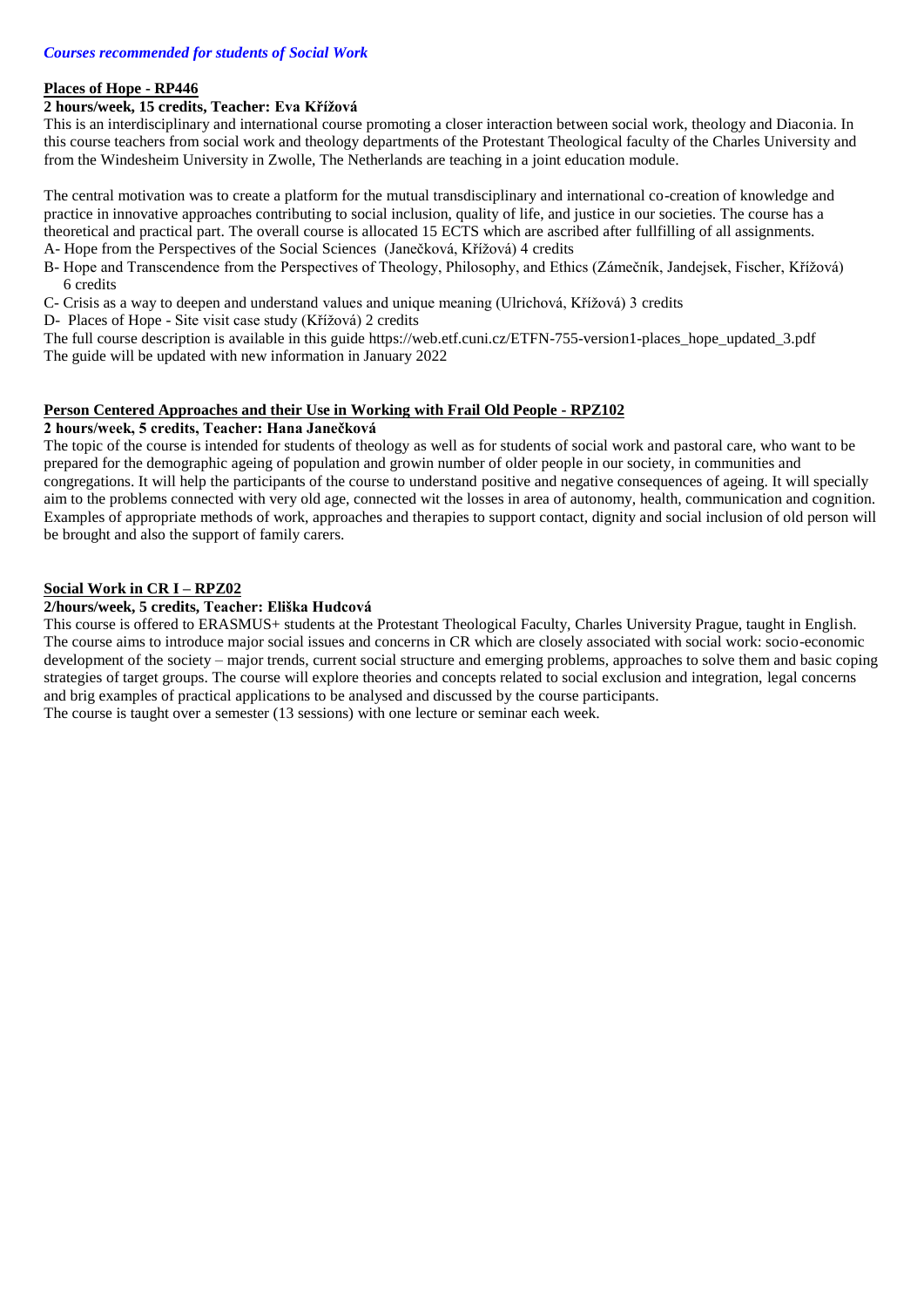*Courses recommended for students of Social Work*

**Places of Hope - RP446**

**2 hours/week, 15 credits, Teacher: Eva Křížová**

This is an interdisciplinary and international course promoting a closer interaction between social work, theology and Diaconia. In this course teachers from social work and theology departments of the Protestant Theological faculty of the Charles University and from the Windesheim University in Zwolle, The Netherlands are teaching in a joint education module.

The central motivation was to create a platform for the mutual transdisciplinary and international co-creation of knowledge and practice in innovative approaches contributing to social inclusion, quality of life, and justice in our societies. The course has a theoretical and practical part. The overall course is allocated 15 ECTS which are ascribed after fullfilling of all assignments.

A- Hope from the Perspectives of the Social Sciences (Janečková, Křížová) 4 credits

B- Hope and Transcendence from the Perspectives of Theology, Philosophy, and Ethics (Zámečník, Jandejsek, Fischer, Křížová) 6 credits

C- Crisis as a way to deepen and understand values and unique meaning (Ulrichová, Křížová) 3 credits

D- Places of Hope - Site visit case study (Křížová) 2 credits

The full course description is available in this guide https://web.etf.cuni.cz/ETFN-755-version1-places_hope_updated_3.pdf

The guide will be updated with new information in January 2022

**Person Centered Approaches and their Use in Working with Frail Old People - RPZ102**

**2 hours/week, 5 credits, Teacher: Hana Janečková**

The topic of the course is intended for students of theology as well as for students of social work and pastoral care, who want to be prepared for the demographic ageing of population and growin number of older people in our society, in communities and congregations. It will help the participants of the course to understand positive and negative consequences of ageing. It will specially aim to the problems connected with very old age, connected wit the losses in area of autonomy, health, communication and cognition. Examples of appropriate methods of work, approaches and therapies to support contact, dignity and social inclusion of old person will be brought and also the support of family carers.

**Social Work in CR I – RPZ02**

**2/hours/week, 5 credits, Teacher: Eliška Hudcová**

This course is offered to ERASMUS+ students at the Protestant Theological Faculty, Charles University Prague, taught in English. The course aims to introduce major social issues and concerns in CR which are closely associated with social work: socio-economic development of the society – major trends, current social structure and emerging problems, approaches to solve them and basic coping strategies of target groups. The course will explore theories and concepts related to social exclusion and integration, legal concerns and brig examples of practical applications to be analysed and discussed by the course participants.

The course is taught over a semester (13 sessions) with one lecture or seminar each week.